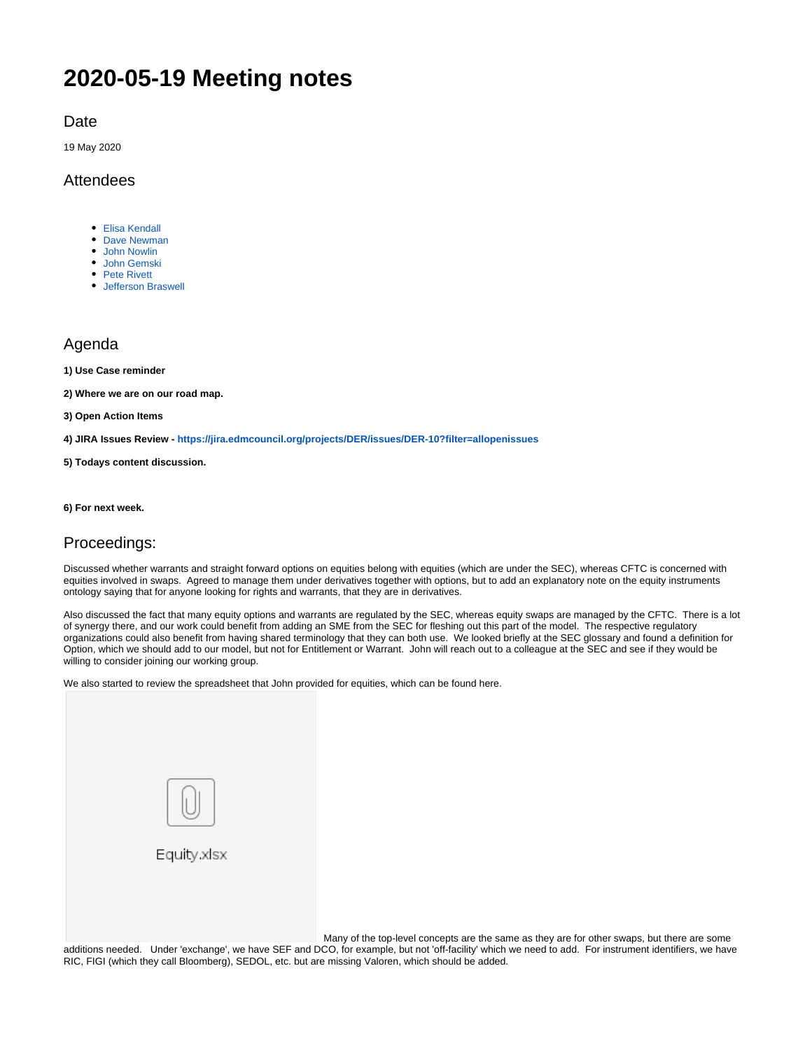# 2020-05-19 Meeting notes

## Date

19 May 2020

## Attendees

- Elisa Kendall
- Dave Newman
- John Nowlin
- John Gemski
- Pete Rivett
- Jefferson Braswell

## Agenda

**1) Use Case reminder**

**2) Where we are on our road map.**

**3) Open Action Items**

**4) JIRA Issues Review - https://jira.edmcouncil.org/projects/DER/issues/DER-10?filter=allopenissues**

**5) Todays content discussion.**

**6) For next week.**

## Proceedings:

Discussed whether warrants and straight forward options on equities belong with equities (which are under the SEC), whereas CFTC is concerned with equities involved in swaps. Agreed to manage them under derivatives together with options, but to add an explanatory note on the equity instruments ontology saying that for anyone looking for rights and warrants, that they are in derivatives.

Also discussed the fact that many equity options and warrants are regulated by the SEC, whereas equity swaps are managed by the CFTC. There is a lot of synergy there, and our work could benefit from adding an SME from the SEC for fleshing out this part of the model. The respective regulatory organizations could also benefit from having shared terminology that they can both use. We looked briefly at the SEC glossary and found a definition for Option, which we should add to our model, but not for Entitlement or Warrant. John will reach out to a colleague at the SEC and see if they would be willing to consider joining our working group.

We also started to review the spreadsheet that John provided for equities, which can be found here.

Equity.xlsx

Many of the top-level concepts are the same as they are for other swaps, but there are some additions needed. Under 'exchange', we have SEF and DCO, for example, but not 'off-facility' which we need to add. For instrument identifiers, we have RIC, FIGI (which they call Bloomberg), SEDOL, etc. but are missing Valoren, which should be added.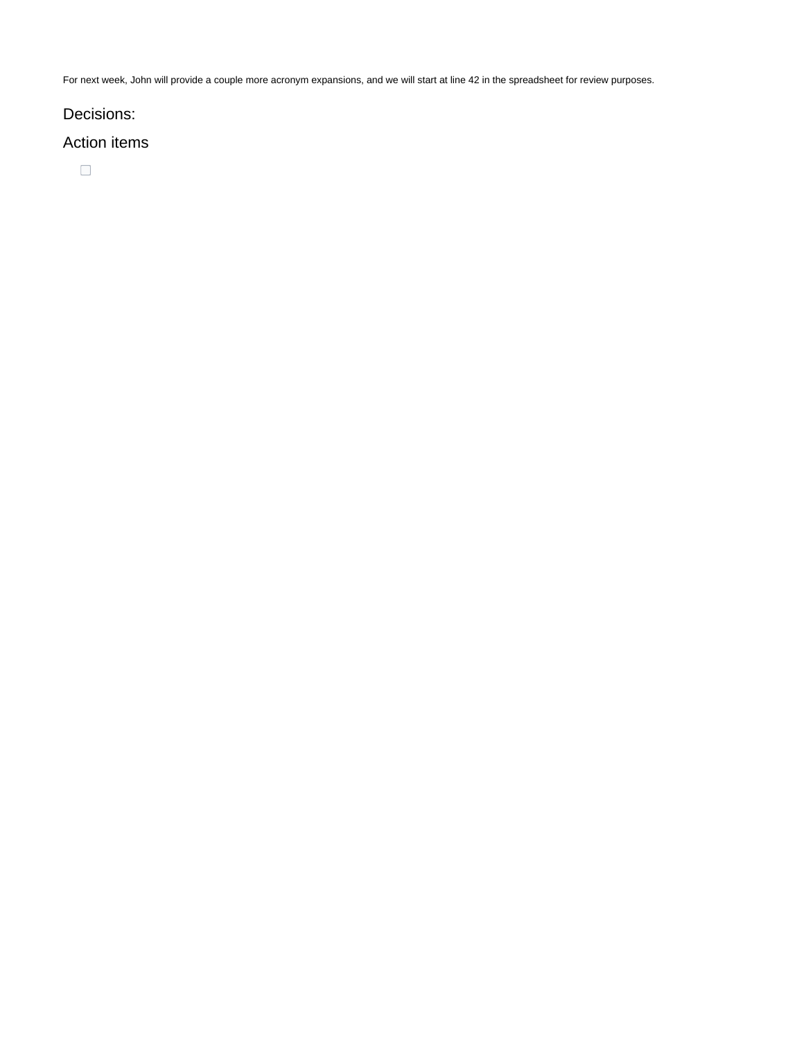For next week, John will provide a couple more acronym expansions, and we will start at line 42 in the spreadsheet for review purposes.

## Decisions:

## Action items

- [ ]